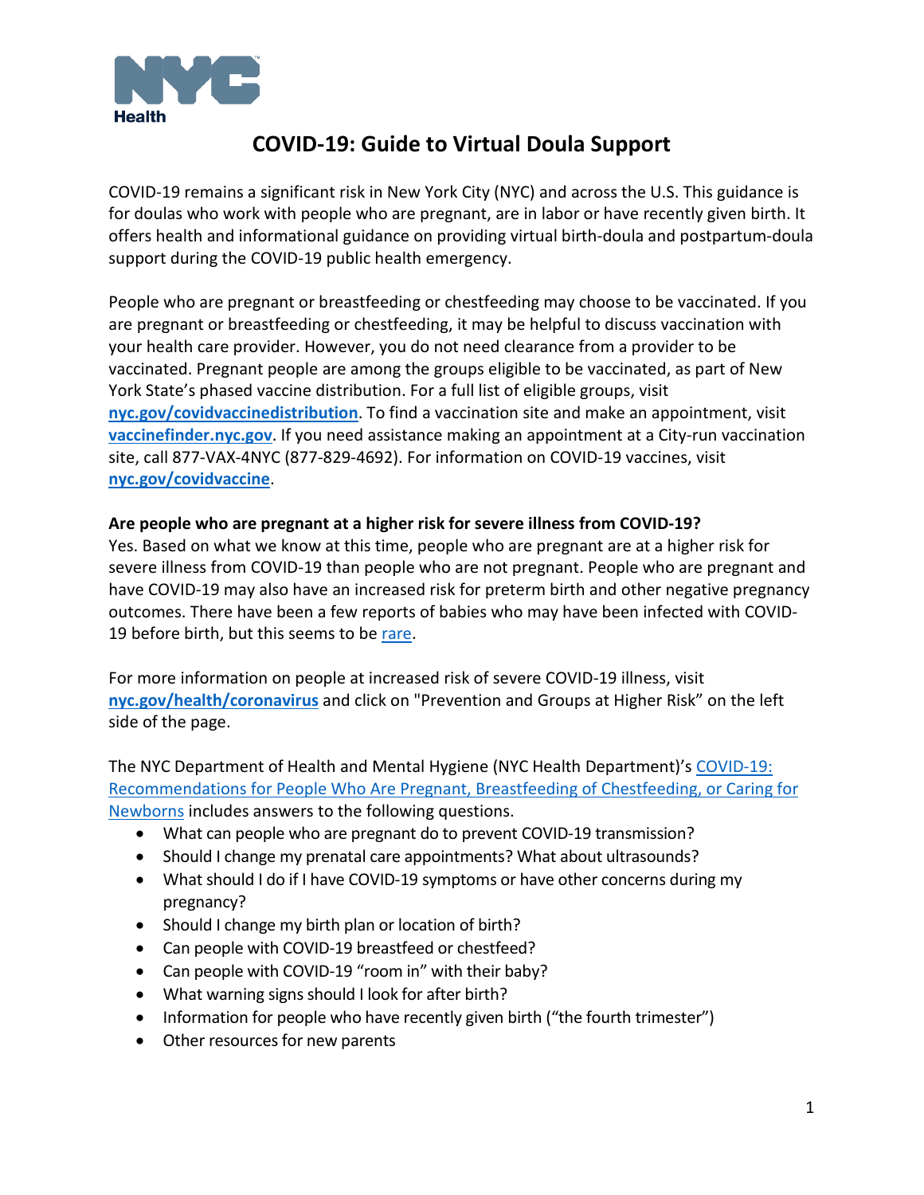NYC Health

# COVID-19: Guide to Virtual Doula Support

COVID-19 remains a significant risk in New York City (NYC) and across the U.S. This guidance is for doulas who work with people who are pregnant, are in labor or have recently given birth. It offers health and informational guidance on providing virtual birth-doula and postpartum-doula support during the COVID-19 public health emergency.

People who are pregnant or breastfeeding or chestfeeding may choose to be vaccinated. If you are pregnant or breastfeeding or chestfeeding, it may be helpful to discuss vaccination with your health care provider. However, you do not need clearance from a provider to be vaccinated. Pregnant people are among the groups eligible to be vaccinated, as part of New York State's phased vaccine distribution. For a full list of eligible groups, visit **nyc.gov/covidvaccinedistribution**. To find a vaccination site and make an appointment, visit **vaccinefinder.nyc.gov**. If you need assistance making an appointment at a City-run vaccination site, call 877-VAX-4NYC (877-829-4692). For information on COVID-19 vaccines, visit **nyc.gov/covidvaccine**.

**Are people who are pregnant at a higher risk for severe illness from COVID-19?**

Yes. Based on what we know at this time, people who are pregnant are at a higher risk for severe illness from COVID-19 than people who are not pregnant. People who are pregnant and have COVID-19 may also have an increased risk for preterm birth and other negative pregnancy outcomes. There have been a few reports of babies who may have been infected with COVID-19 before birth, but this seems to be rare.

For more information on people at increased risk of severe COVID-19 illness, visit **nyc.gov/health/coronavirus** and click on "Prevention and Groups at Higher Risk" on the left side of the page.

The NYC Department of Health and Mental Hygiene (NYC Health Department)'s COVID-19: Recommendations for People Who Are Pregnant, Breastfeeding of Chestfeeding, or Caring for Newborns includes answers to the following questions.

- What can people who are pregnant do to prevent COVID-19 transmission?
- Should I change my prenatal care appointments? What about ultrasounds?
- What should I do if I have COVID-19 symptoms or have other concerns during my pregnancy?
- Should I change my birth plan or location of birth?
- Can people with COVID-19 breastfeed or chestfeed?
- Can people with COVID-19 "room in" with their baby?
- What warning signs should I look for after birth?
- Information for people who have recently given birth ("the fourth trimester")
- Other resources for new parents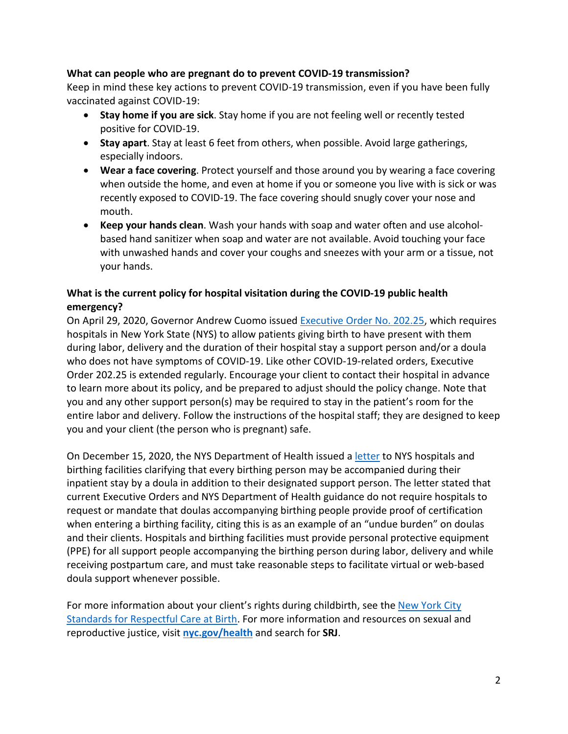**What can people who are pregnant do to prevent COVID-19 transmission?**

Keep in mind these key actions to prevent COVID-19 transmission, even if you have been fully vaccinated against COVID-19:

- **Stay home if you are sick**. Stay home if you are not feeling well or recently tested positive for COVID-19.
- **Stay apart**. Stay at least 6 feet from others, when possible. Avoid large gatherings, especially indoors.
- **Wear a face covering**. Protect yourself and those around you by wearing a face covering when outside the home, and even at home if you or someone you live with is sick or was recently exposed to COVID-19. The face covering should snugly cover your nose and mouth.
- **Keep your hands clean**. Wash your hands with soap and water often and use alcohol-based hand sanitizer when soap and water are not available. Avoid touching your face with unwashed hands and cover your coughs and sneezes with your arm or a tissue, not your hands.

**What is the current policy for hospital visitation during the COVID-19 public health emergency?**

On April 29, 2020, Governor Andrew Cuomo issued Executive Order No. 202.25, which requires hospitals in New York State (NYS) to allow patients giving birth to have present with them during labor, delivery and the duration of their hospital stay a support person and/or a doula who does not have symptoms of COVID-19. Like other COVID-19-related orders, Executive Order 202.25 is extended regularly. Encourage your client to contact their hospital in advance to learn more about its policy, and be prepared to adjust should the policy change. Note that you and any other support person(s) may be required to stay in the patient's room for the entire labor and delivery. Follow the instructions of the hospital staff; they are designed to keep you and your client (the person who is pregnant) safe.

On December 15, 2020, the NYS Department of Health issued a letter to NYS hospitals and birthing facilities clarifying that every birthing person may be accompanied during their inpatient stay by a doula in addition to their designated support person. The letter stated that current Executive Orders and NYS Department of Health guidance do not require hospitals to request or mandate that doulas accompanying birthing people provide proof of certification when entering a birthing facility, citing this is as an example of an "undue burden" on doulas and their clients. Hospitals and birthing facilities must provide personal protective equipment (PPE) for all support people accompanying the birthing person during labor, delivery and while receiving postpartum care, and must take reasonable steps to facilitate virtual or web-based doula support whenever possible.

For more information about your client's rights during childbirth, see the New York City Standards for Respectful Care at Birth. For more information and resources on sexual and reproductive justice, visit **nyc.gov/health** and search for **SRJ**.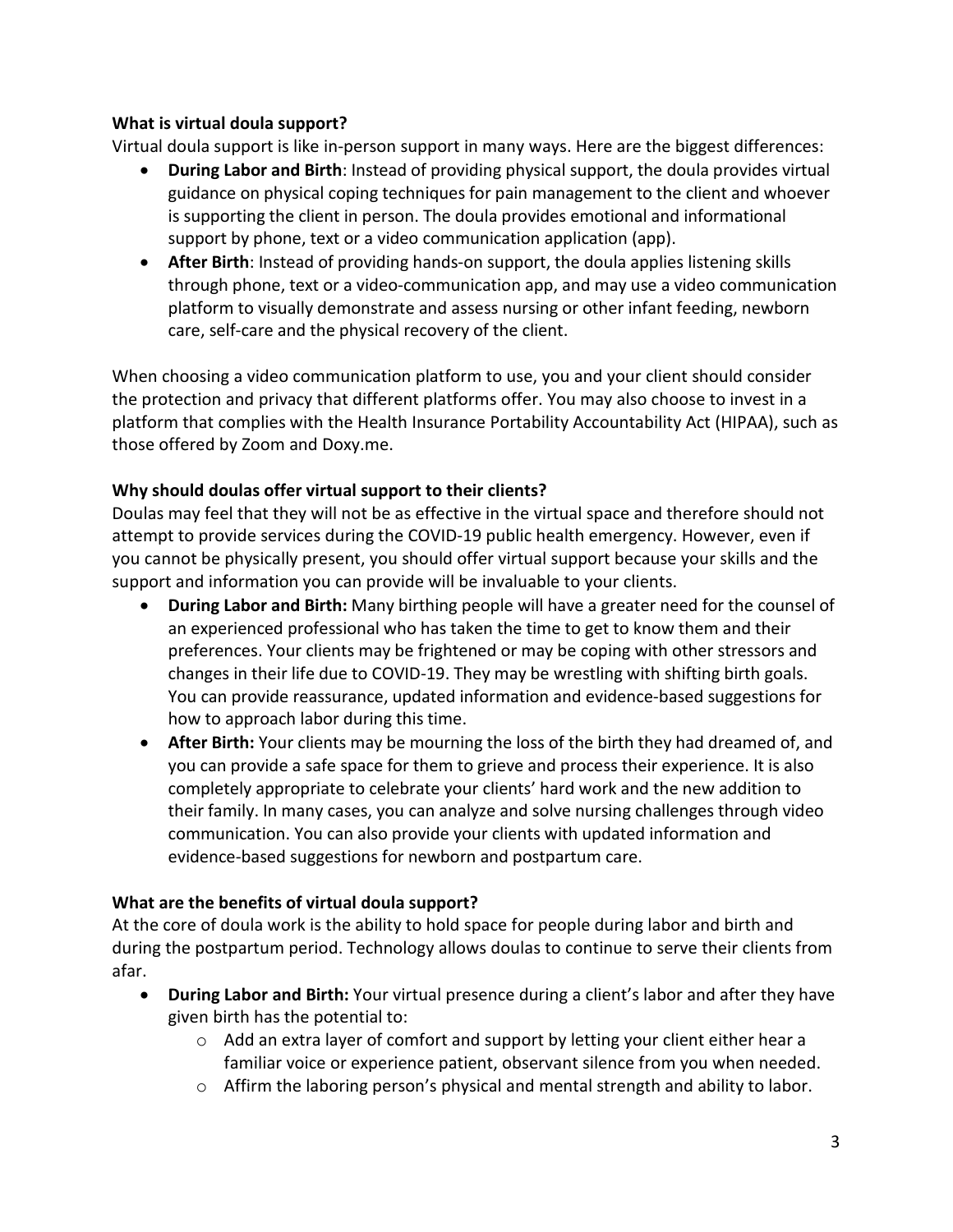**What is virtual doula support?**

Virtual doula support is like in-person support in many ways. Here are the biggest differences:

- **During Labor and Birth**: Instead of providing physical support, the doula provides virtual guidance on physical coping techniques for pain management to the client and whoever is supporting the client in person. The doula provides emotional and informational support by phone, text or a video communication application (app).
- **After Birth**: Instead of providing hands-on support, the doula applies listening skills through phone, text or a video-communication app, and may use a video communication platform to visually demonstrate and assess nursing or other infant feeding, newborn care, self-care and the physical recovery of the client.

When choosing a video communication platform to use, you and your client should consider the protection and privacy that different platforms offer. You may also choose to invest in a platform that complies with the Health Insurance Portability Accountability Act (HIPAA), such as those offered by Zoom and Doxy.me.

**Why should doulas offer virtual support to their clients?**

Doulas may feel that they will not be as effective in the virtual space and therefore should not attempt to provide services during the COVID-19 public health emergency. However, even if you cannot be physically present, you should offer virtual support because your skills and the support and information you can provide will be invaluable to your clients.

- **During Labor and Birth:** Many birthing people will have a greater need for the counsel of an experienced professional who has taken the time to get to know them and their preferences. Your clients may be frightened or may be coping with other stressors and changes in their life due to COVID-19. They may be wrestling with shifting birth goals. You can provide reassurance, updated information and evidence-based suggestions for how to approach labor during this time.
- **After Birth:** Your clients may be mourning the loss of the birth they had dreamed of, and you can provide a safe space for them to grieve and process their experience. It is also completely appropriate to celebrate your clients' hard work and the new addition to their family. In many cases, you can analyze and solve nursing challenges through video communication. You can also provide your clients with updated information and evidence-based suggestions for newborn and postpartum care.

**What are the benefits of virtual doula support?**

At the core of doula work is the ability to hold space for people during labor and birth and during the postpartum period. Technology allows doulas to continue to serve their clients from afar.

- **During Labor and Birth:** Your virtual presence during a client's labor and after they have given birth has the potential to:
  - Add an extra layer of comfort and support by letting your client either hear a familiar voice or experience patient, observant silence from you when needed.
  - Affirm the laboring person's physical and mental strength and ability to labor.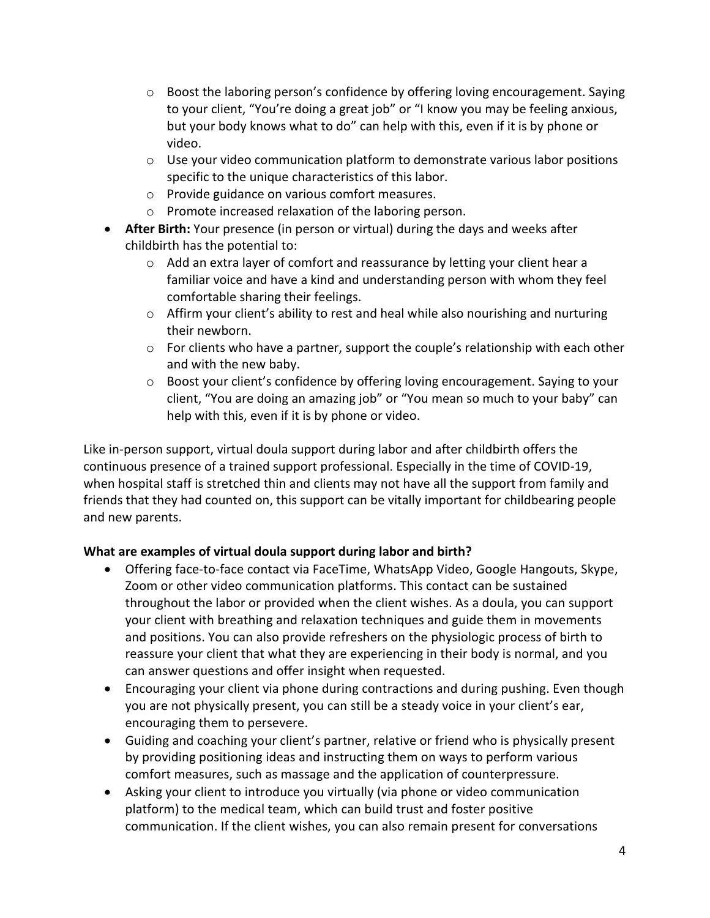- Boost the laboring person's confidence by offering loving encouragement. Saying to your client, "You're doing a great job" or "I know you may be feeling anxious, but your body knows what to do" can help with this, even if it is by phone or video.
  - Use your video communication platform to demonstrate various labor positions specific to the unique characteristics of this labor.
  - Provide guidance on various comfort measures.
  - Promote increased relaxation of the laboring person.
- **After Birth:** Your presence (in person or virtual) during the days and weeks after childbirth has the potential to:
  - Add an extra layer of comfort and reassurance by letting your client hear a familiar voice and have a kind and understanding person with whom they feel comfortable sharing their feelings.
  - Affirm your client's ability to rest and heal while also nourishing and nurturing their newborn.
  - For clients who have a partner, support the couple's relationship with each other and with the new baby.
  - Boost your client's confidence by offering loving encouragement. Saying to your client, "You are doing an amazing job" or "You mean so much to your baby" can help with this, even if it is by phone or video.

Like in-person support, virtual doula support during labor and after childbirth offers the continuous presence of a trained support professional. Especially in the time of COVID-19, when hospital staff is stretched thin and clients may not have all the support from family and friends that they had counted on, this support can be vitally important for childbearing people and new parents.

**What are examples of virtual doula support during labor and birth?**

- Offering face-to-face contact via FaceTime, WhatsApp Video, Google Hangouts, Skype, Zoom or other video communication platforms. This contact can be sustained throughout the labor or provided when the client wishes. As a doula, you can support your client with breathing and relaxation techniques and guide them in movements and positions. You can also provide refreshers on the physiologic process of birth to reassure your client that what they are experiencing in their body is normal, and you can answer questions and offer insight when requested.
- Encouraging your client via phone during contractions and during pushing. Even though you are not physically present, you can still be a steady voice in your client's ear, encouraging them to persevere.
- Guiding and coaching your client's partner, relative or friend who is physically present by providing positioning ideas and instructing them on ways to perform various comfort measures, such as massage and the application of counterpressure.
- Asking your client to introduce you virtually (via phone or video communication platform) to the medical team, which can build trust and foster positive communication. If the client wishes, you can also remain present for conversations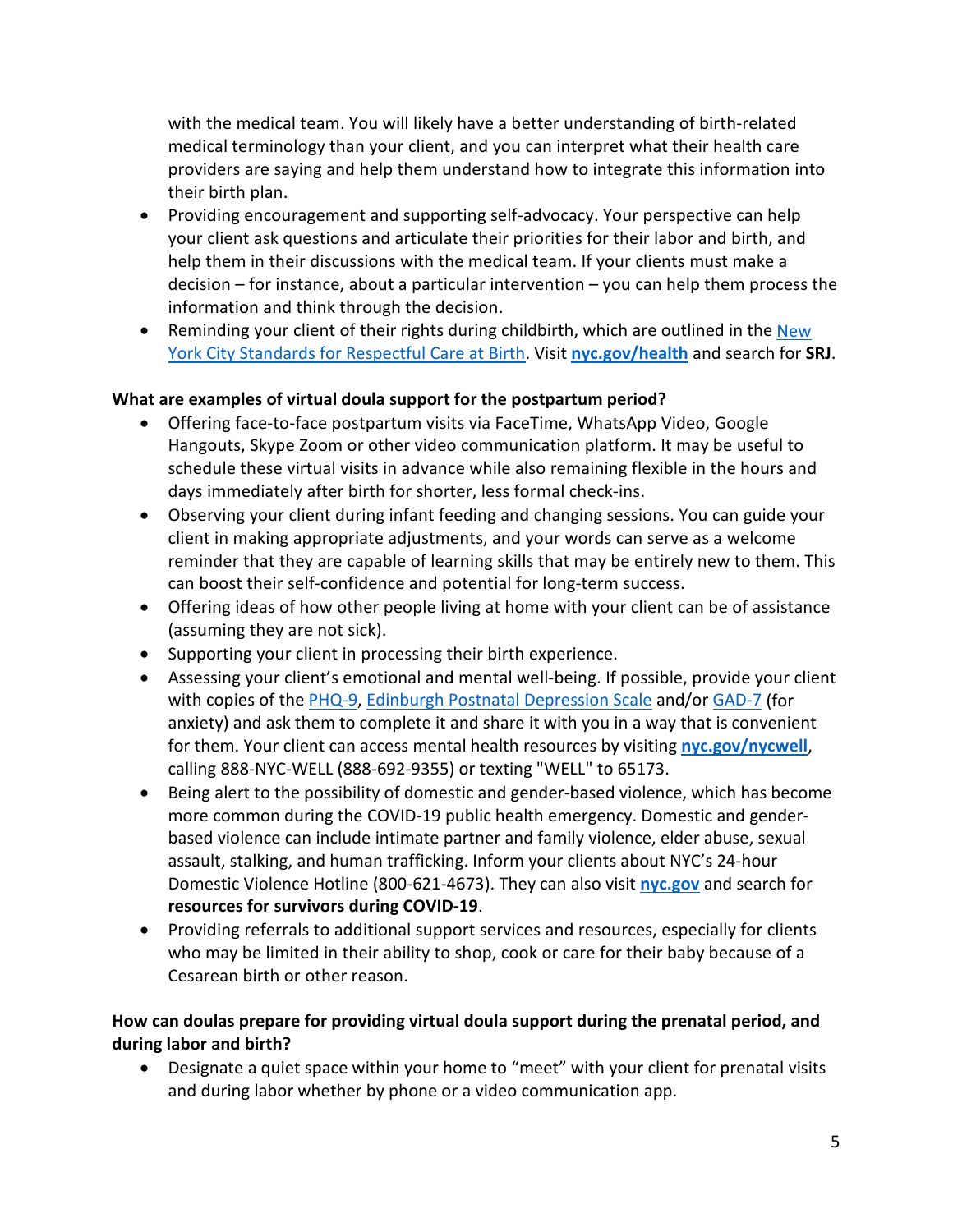with the medical team. You will likely have a better understanding of birth-related medical terminology than your client, and you can interpret what their health care providers are saying and help them understand how to integrate this information into their birth plan.

- Providing encouragement and supporting self-advocacy. Your perspective can help your client ask questions and articulate their priorities for their labor and birth, and help them in their discussions with the medical team. If your clients must make a decision – for instance, about a particular intervention – you can help them process the information and think through the decision.
- Reminding your client of their rights during childbirth, which are outlined in the [New York City Standards for Respectful Care at Birth](). Visit **[nyc.gov/health]()** and search for **SRJ**.

**What are examples of virtual doula support for the postpartum period?**

- Offering face-to-face postpartum visits via FaceTime, WhatsApp Video, Google Hangouts, Skype Zoom or other video communication platform. It may be useful to schedule these virtual visits in advance while also remaining flexible in the hours and days immediately after birth for shorter, less formal check-ins.
- Observing your client during infant feeding and changing sessions. You can guide your client in making appropriate adjustments, and your words can serve as a welcome reminder that they are capable of learning skills that may be entirely new to them. This can boost their self-confidence and potential for long-term success.
- Offering ideas of how other people living at home with your client can be of assistance (assuming they are not sick).
- Supporting your client in processing their birth experience.
- Assessing your client's emotional and mental well-being. If possible, provide your client with copies of the [PHQ-9](), [Edinburgh Postnatal Depression Scale]() and/or [GAD-7]() (for anxiety) and ask them to complete it and share it with you in a way that is convenient for them. Your client can access mental health resources by visiting **[nyc.gov/nycwell]()**, calling 888-NYC-WELL (888-692-9355) or texting "WELL" to 65173.
- Being alert to the possibility of domestic and gender-based violence, which has become more common during the COVID-19 public health emergency. Domestic and gender-based violence can include intimate partner and family violence, elder abuse, sexual assault, stalking, and human trafficking. Inform your clients about NYC's 24-hour Domestic Violence Hotline (800-621-4673). They can also visit **[nyc.gov]()** and search for **resources for survivors during COVID-19**.
- Providing referrals to additional support services and resources, especially for clients who may be limited in their ability to shop, cook or care for their baby because of a Cesarean birth or other reason.

**How can doulas prepare for providing virtual doula support during the prenatal period, and during labor and birth?**

- Designate a quiet space within your home to "meet" with your client for prenatal visits and during labor whether by phone or a video communication app.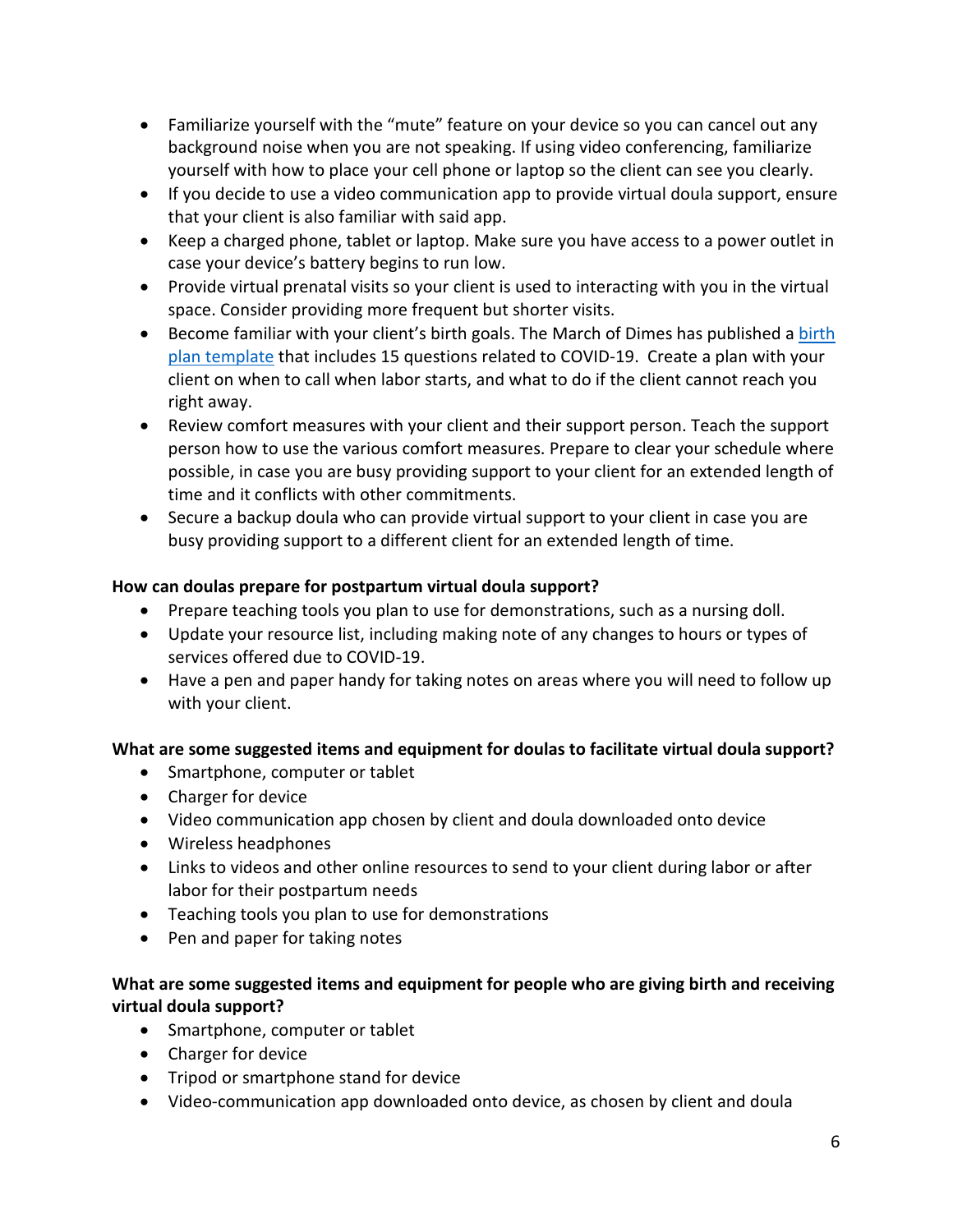- Familiarize yourself with the “mute” feature on your device so you can cancel out any background noise when you are not speaking. If using video conferencing, familiarize yourself with how to place your cell phone or laptop so the client can see you clearly.
- If you decide to use a video communication app to provide virtual doula support, ensure that your client is also familiar with said app.
- Keep a charged phone, tablet or laptop. Make sure you have access to a power outlet in case your device’s battery begins to run low.
- Provide virtual prenatal visits so your client is used to interacting with you in the virtual space. Consider providing more frequent but shorter visits.
- Become familiar with your client’s birth goals. The March of Dimes has published a birth plan template that includes 15 questions related to COVID-19. Create a plan with your client on when to call when labor starts, and what to do if the client cannot reach you right away.
- Review comfort measures with your client and their support person. Teach the support person how to use the various comfort measures. Prepare to clear your schedule where possible, in case you are busy providing support to your client for an extended length of time and it conflicts with other commitments.
- Secure a backup doula who can provide virtual support to your client in case you are busy providing support to a different client for an extended length of time.

**How can doulas prepare for postpartum virtual doula support?**

- Prepare teaching tools you plan to use for demonstrations, such as a nursing doll.
- Update your resource list, including making note of any changes to hours or types of services offered due to COVID-19.
- Have a pen and paper handy for taking notes on areas where you will need to follow up with your client.

**What are some suggested items and equipment for doulas to facilitate virtual doula support?**

- Smartphone, computer or tablet
- Charger for device
- Video communication app chosen by client and doula downloaded onto device
- Wireless headphones
- Links to videos and other online resources to send to your client during labor or after labor for their postpartum needs
- Teaching tools you plan to use for demonstrations
- Pen and paper for taking notes

**What are some suggested items and equipment for people who are giving birth and receiving virtual doula support?**

- Smartphone, computer or tablet
- Charger for device
- Tripod or smartphone stand for device
- Video-communication app downloaded onto device, as chosen by client and doula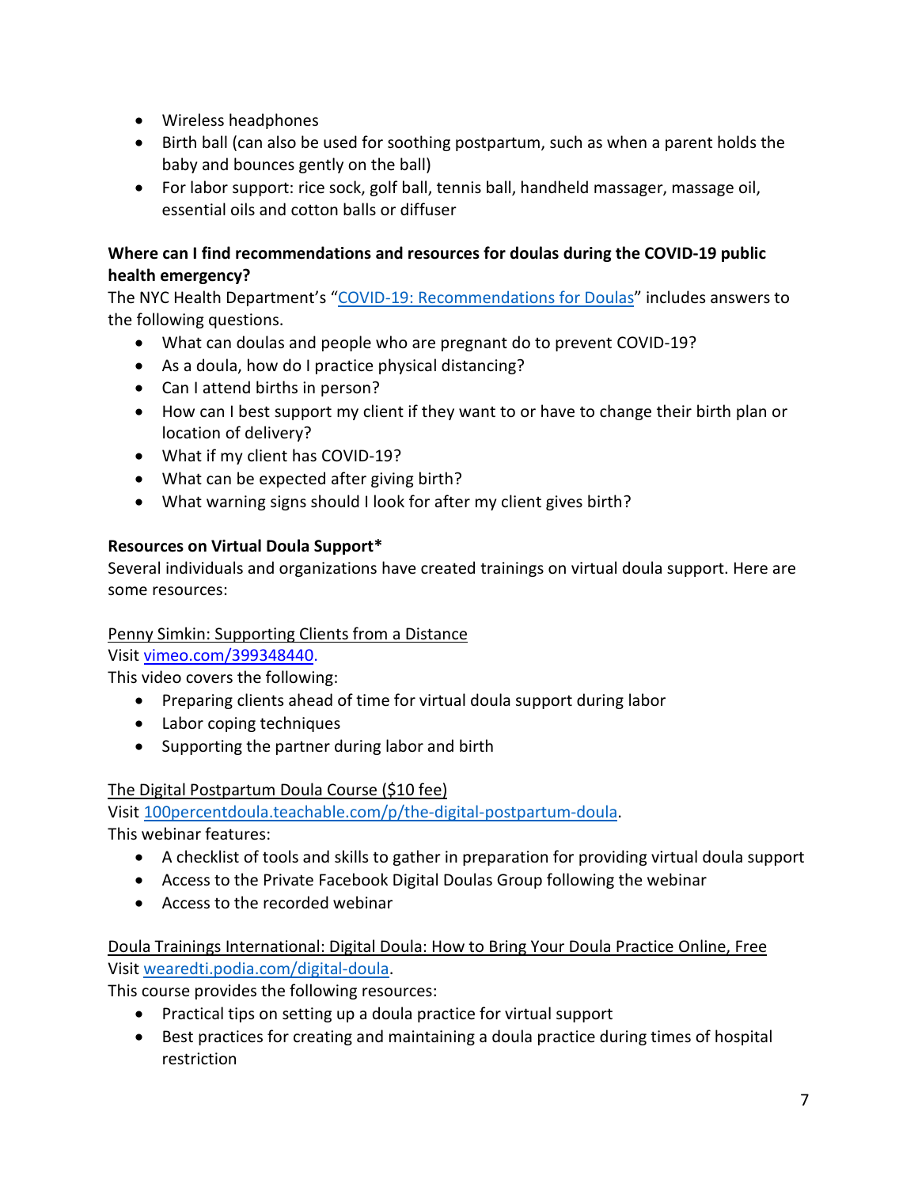- Wireless headphones
- Birth ball (can also be used for soothing postpartum, such as when a parent holds the baby and bounces gently on the ball)
- For labor support: rice sock, golf ball, tennis ball, handheld massager, massage oil, essential oils and cotton balls or diffuser

**Where can I find recommendations and resources for doulas during the COVID-19 public health emergency?**

The NYC Health Department's "[COVID-19: Recommendations for Doulas]()" includes answers to the following questions.

- What can doulas and people who are pregnant do to prevent COVID-19?
- As a doula, how do I practice physical distancing?
- Can I attend births in person?
- How can I best support my client if they want to or have to change their birth plan or location of delivery?
- What if my client has COVID-19?
- What can be expected after giving birth?
- What warning signs should I look for after my client gives birth?

**Resources on Virtual Doula Support***

Several individuals and organizations have created trainings on virtual doula support. Here are some resources:

Penny Simkin: Supporting Clients from a Distance

Visit vimeo.com/399348440.

This video covers the following:

- Preparing clients ahead of time for virtual doula support during labor
- Labor coping techniques
- Supporting the partner during labor and birth

The Digital Postpartum Doula Course ($10 fee)

Visit 100percentdoula.teachable.com/p/the-digital-postpartum-doula.

This webinar features:

- A checklist of tools and skills to gather in preparation for providing virtual doula support
- Access to the Private Facebook Digital Doulas Group following the webinar
- Access to the recorded webinar

Doula Trainings International: Digital Doula: How to Bring Your Doula Practice Online, Free

Visit wearedti.podia.com/digital-doula.

This course provides the following resources:

- Practical tips on setting up a doula practice for virtual support
- Best practices for creating and maintaining a doula practice during times of hospital restriction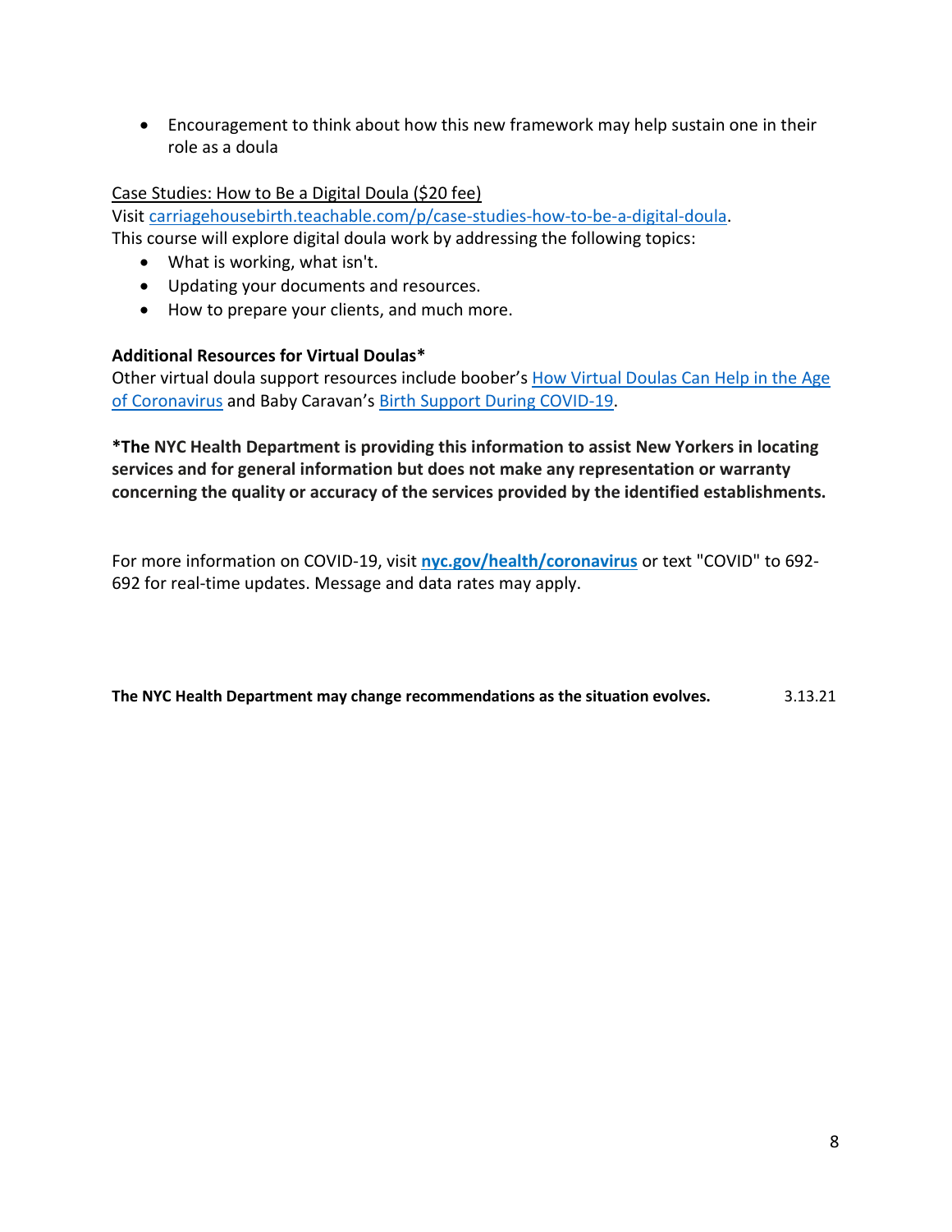- Encouragement to think about how this new framework may help sustain one in their role as a doula

Case Studies: How to Be a Digital Doula ($20 fee)
Visit carriagehousebirth.teachable.com/p/case-studies-how-to-be-a-digital-doula.
This course will explore digital doula work by addressing the following topics:

- What is working, what isn't.
- Updating your documents and resources.
- How to prepare your clients, and much more.

**Additional Resources for Virtual Doulas***
Other virtual doula support resources include boober's How Virtual Doulas Can Help in the Age of Coronavirus and Baby Caravan's Birth Support During COVID-19.

***The NYC Health Department is providing this information to assist New Yorkers in locating services and for general information but does not make any representation or warranty concerning the quality or accuracy of the services provided by the identified establishments.**

For more information on COVID-19, visit **nyc.gov/health/coronavirus** or text "COVID" to 692-692 for real-time updates. Message and data rates may apply.

**The NYC Health Department may change recommendations as the situation evolves.** 3.13.21